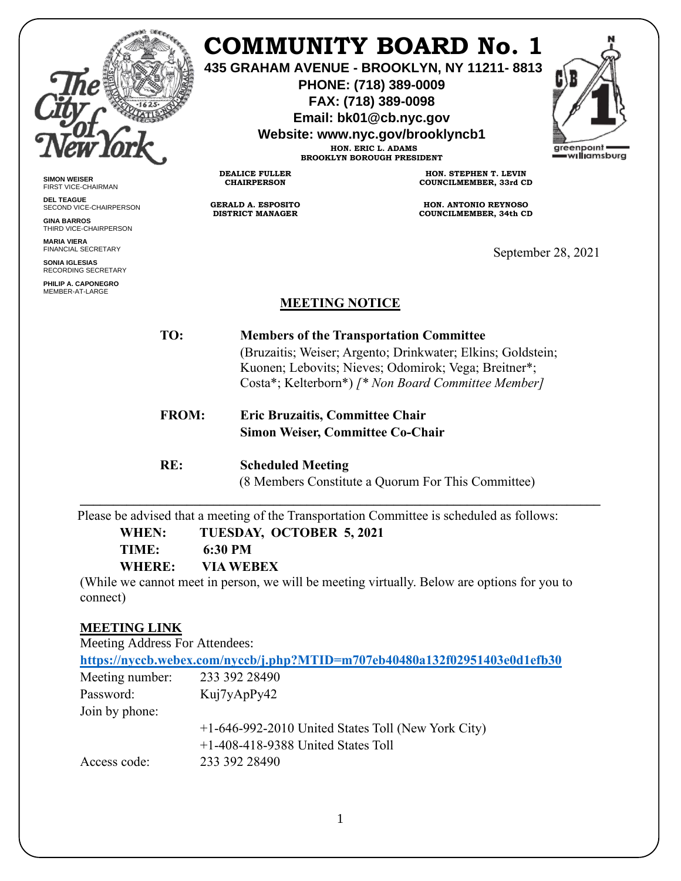# COMMUNITY BOARD No. 1

**435 GRAHAM AVENUE - BROOKLYN, NY 11211- 8813**
**PHONE: (718) 389-0009**
**FAX: (718) 389-0098**
**Email: bk01@cb.nyc.gov**
**Website: www.nyc.gov/brooklyncb1**

**HON. ERIC L. ADAMS**
**BROOKLYN BOROUGH PRESIDENT**

**DEALICE FULLER**
**CHAIRPERSON**

**GERALD A. ESPOSITO**
**DISTRICT MANAGER**

**HON. STEPHEN T. LEVIN**
**COUNCILMEMBER, 33rd CD**

**HON. ANTONIO REYNOSO**
**COUNCILMEMBER, 34th CD**

**SIMON WEISER**
FIRST VICE-CHAIRMAN

**DEL TEAGUE**
SECOND VICE-CHAIRPERSON

**GINA BARROS**
THIRD VICE-CHAIRPERSON

**MARIA VIERA**
FINANCIAL SECRETARY

**SONIA IGLESIAS**
RECORDING SECRETARY

**PHILIP A. CAPONEGRO**
MEMBER-AT-LARGE

September 28, 2021

## MEETING NOTICE

**TO:** **Members of the Transportation Committee**
(Bruzaitis; Weiser; Argento; Drinkwater; Elkins; Goldstein; Kuonen; Lebovits; Nieves; Odomirok; Vega; Breitner*; Costa*; Kelterborn*) *[* Non Board Committee Member]*

**FROM:** **Eric Bruzaitis, Committee Chair**
**Simon Weiser, Committee Co-Chair**

**RE:** **Scheduled Meeting**
(8 Members Constitute a Quorum For This Committee)

---

Please be advised that a meeting of the Transportation Committee is scheduled as follows:

**WHEN:** **TUESDAY, OCTOBER 5, 2021**
**TIME:** **6:30 PM**
**WHERE:** **VIA WEBEX**

(While we cannot meet in person, we will be meeting virtually. Below are options for you to connect)

**MEETING LINK**

Meeting Address For Attendees:
**https://nyccb.webex.com/nyccb/j.php?MTID=m707eb40480a132f02951403e0d1efb30**

Meeting number: 233 392 28490
Password: Kuj7yApPy42
Join by phone:
+1-646-992-2010 United States Toll (New York City)
+1-408-418-9388 United States Toll
Access code: 233 392 28490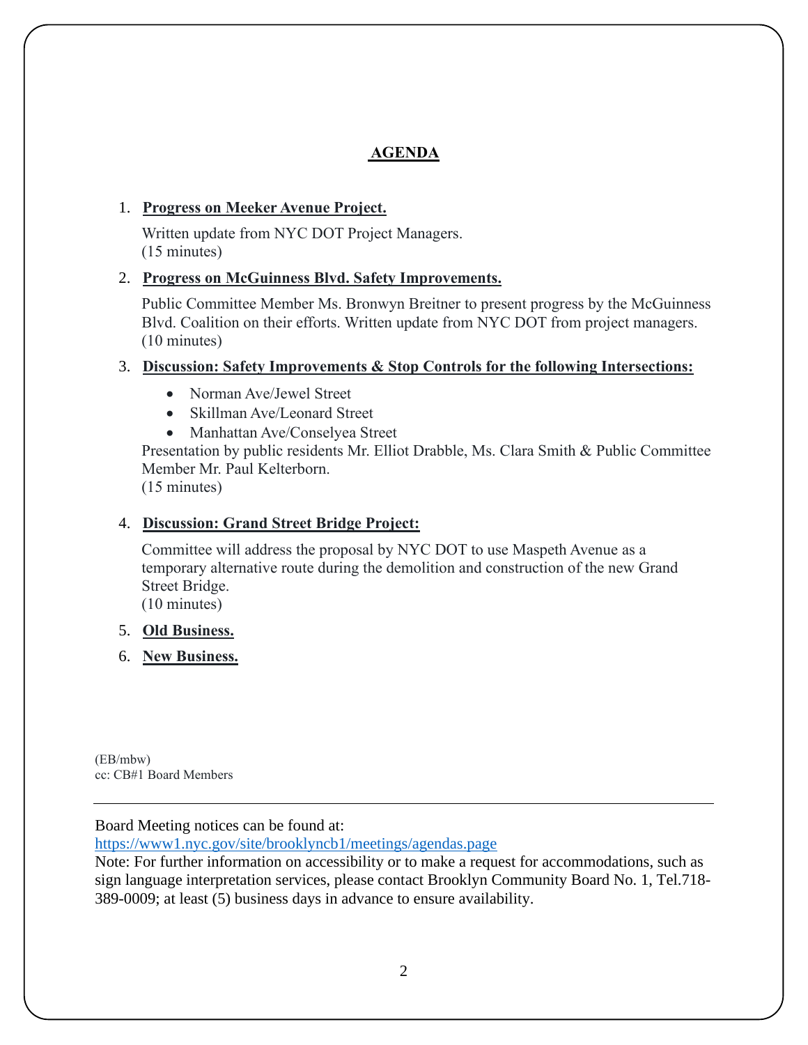## AGENDA

1. **Progress on Meeker Avenue Project.**

   Written update from NYC DOT Project Managers.
   (15 minutes)

2. **Progress on McGuinness Blvd. Safety Improvements.**

   Public Committee Member Ms. Bronwyn Breitner to present progress by the McGuinness Blvd. Coalition on their efforts. Written update from NYC DOT from project managers.
   (10 minutes)

3. **Discussion: Safety Improvements & Stop Controls for the following Intersections:**

   - Norman Ave/Jewel Street
   - Skillman Ave/Leonard Street
   - Manhattan Ave/Conselyea Street

   Presentation by public residents Mr. Elliot Drabble, Ms. Clara Smith & Public Committee Member Mr. Paul Kelterborn.
   (15 minutes)

4. **Discussion: Grand Street Bridge Project:**

   Committee will address the proposal by NYC DOT to use Maspeth Avenue as a temporary alternative route during the demolition and construction of the new Grand Street Bridge.
   (10 minutes)

5. **Old Business.**

6. **New Business.**

(EB/mbw)
cc: CB#1 Board Members

---

Board Meeting notices can be found at:
https://www1.nyc.gov/site/brooklyncb1/meetings/agendas.page
Note: For further information on accessibility or to make a request for accommodations, such as sign language interpretation services, please contact Brooklyn Community Board No. 1, Tel.718-389-0009; at least (5) business days in advance to ensure availability.